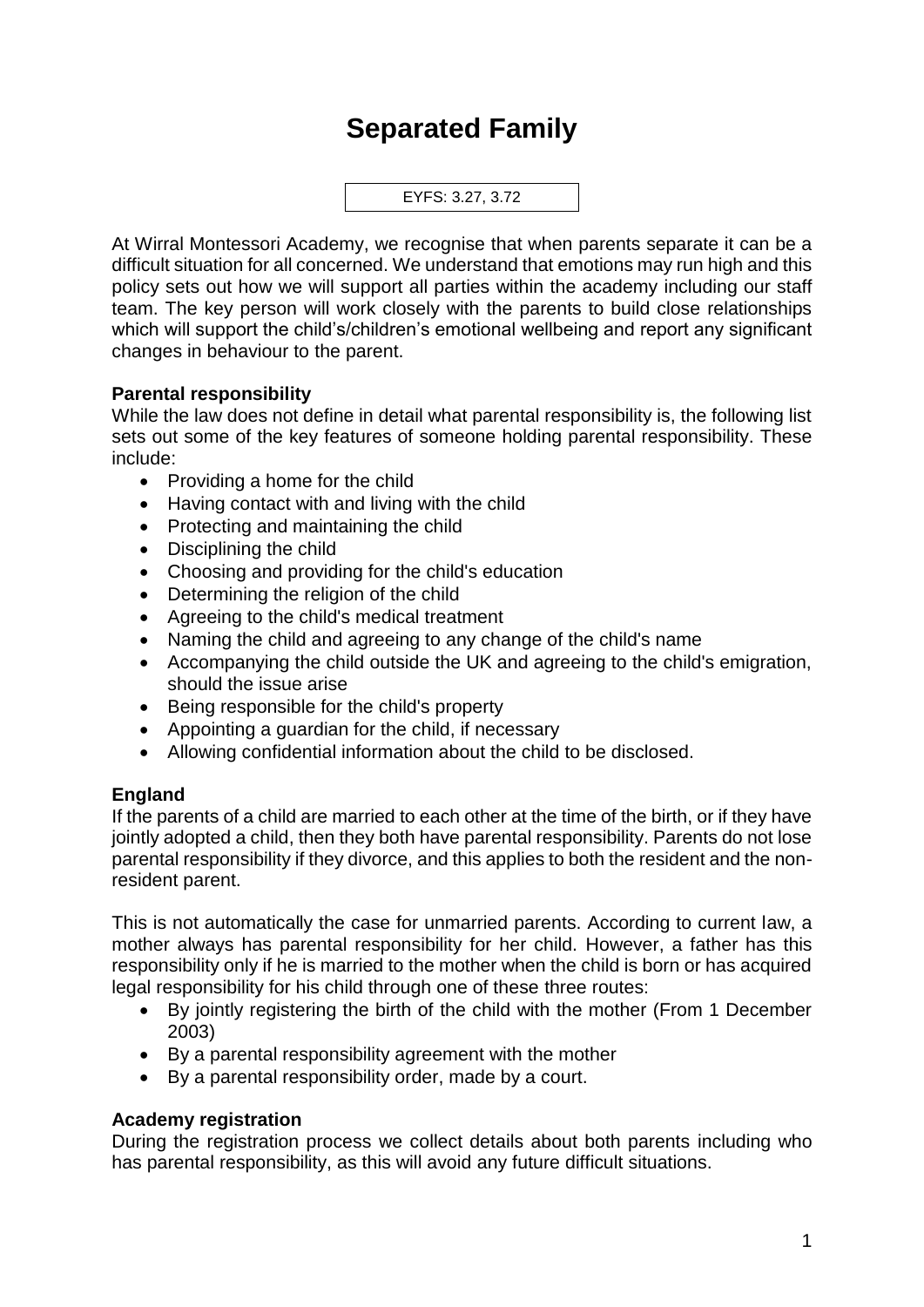# Separated Family

EYFS: 3.27, 3.72

At Wirral Montessori Academy, we recognise that when parents separate it can be a difficult situation for all concerned. We understand that emotions may run high and this policy sets out how we will support all parties within the academy including our staff team. The key person will work closely with the parents to build close relationships which will support the child's/children's emotional wellbeing and report any significant changes in behaviour to the parent.

**Parental responsibility**

While the law does not define in detail what parental responsibility is, the following list sets out some of the key features of someone holding parental responsibility. These include:

- Providing a home for the child
- Having contact with and living with the child
- Protecting and maintaining the child
- Disciplining the child
- Choosing and providing for the child's education
- Determining the religion of the child
- Agreeing to the child's medical treatment
- Naming the child and agreeing to any change of the child's name
- Accompanying the child outside the UK and agreeing to the child's emigration, should the issue arise
- Being responsible for the child's property
- Appointing a guardian for the child, if necessary
- Allowing confidential information about the child to be disclosed.

**England**

If the parents of a child are married to each other at the time of the birth, or if they have jointly adopted a child, then they both have parental responsibility. Parents do not lose parental responsibility if they divorce, and this applies to both the resident and the non-resident parent.

This is not automatically the case for unmarried parents. According to current law, a mother always has parental responsibility for her child. However, a father has this responsibility only if he is married to the mother when the child is born or has acquired legal responsibility for his child through one of these three routes:

- By jointly registering the birth of the child with the mother (From 1 December 2003)
- By a parental responsibility agreement with the mother
- By a parental responsibility order, made by a court.

**Academy registration**

During the registration process we collect details about both parents including who has parental responsibility, as this will avoid any future difficult situations.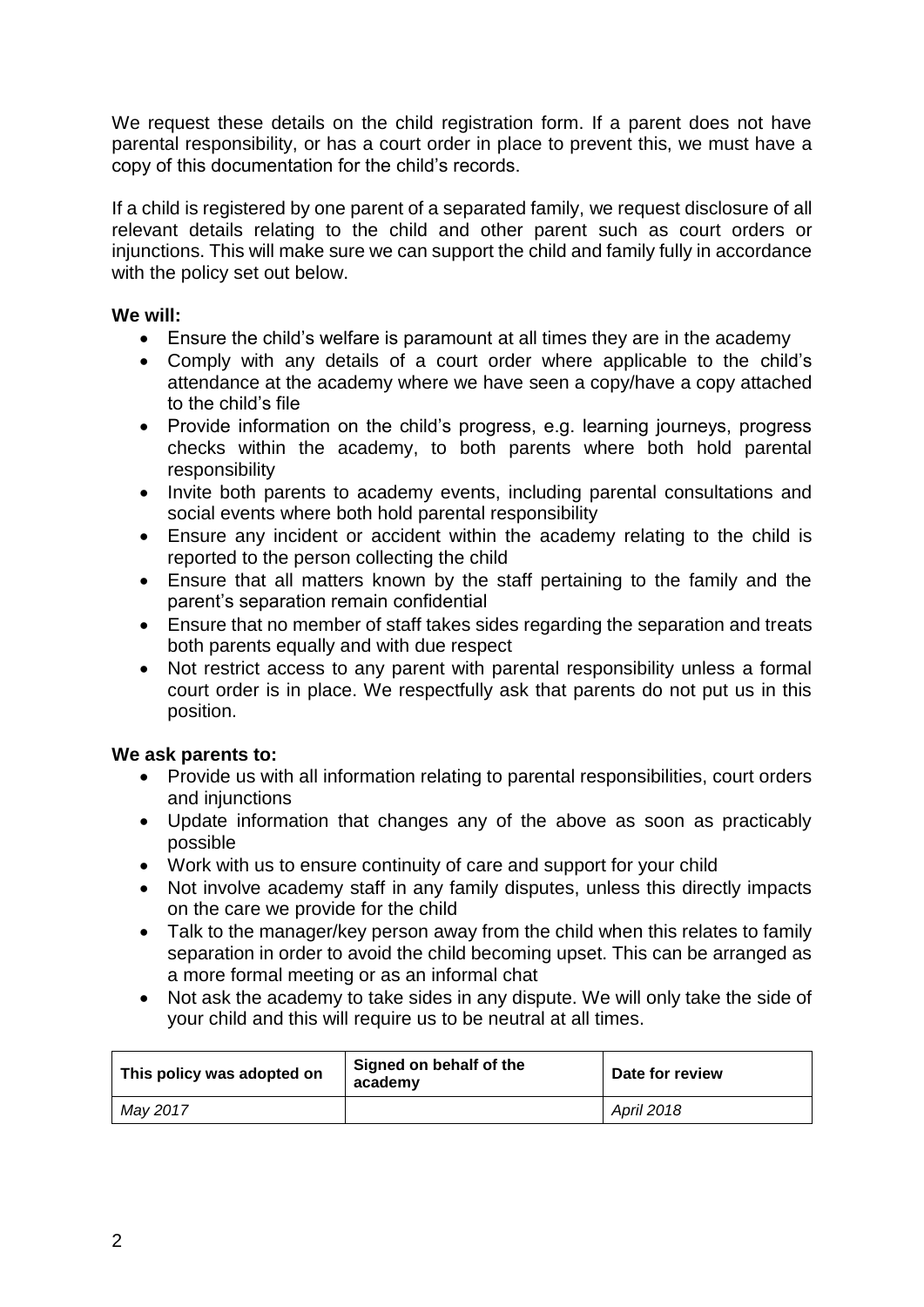We request these details on the child registration form. If a parent does not have parental responsibility, or has a court order in place to prevent this, we must have a copy of this documentation for the child's records.

If a child is registered by one parent of a separated family, we request disclosure of all relevant details relating to the child and other parent such as court orders or injunctions. This will make sure we can support the child and family fully in accordance with the policy set out below.

**We will:**

- Ensure the child's welfare is paramount at all times they are in the academy
- Comply with any details of a court order where applicable to the child's attendance at the academy where we have seen a copy/have a copy attached to the child's file
- Provide information on the child's progress, e.g. learning journeys, progress checks within the academy, to both parents where both hold parental responsibility
- Invite both parents to academy events, including parental consultations and social events where both hold parental responsibility
- Ensure any incident or accident within the academy relating to the child is reported to the person collecting the child
- Ensure that all matters known by the staff pertaining to the family and the parent's separation remain confidential
- Ensure that no member of staff takes sides regarding the separation and treats both parents equally and with due respect
- Not restrict access to any parent with parental responsibility unless a formal court order is in place. We respectfully ask that parents do not put us in this position.

**We ask parents to:**

- Provide us with all information relating to parental responsibilities, court orders and injunctions
- Update information that changes any of the above as soon as practicably possible
- Work with us to ensure continuity of care and support for your child
- Not involve academy staff in any family disputes, unless this directly impacts on the care we provide for the child
- Talk to the manager/key person away from the child when this relates to family separation in order to avoid the child becoming upset. This can be arranged as a more formal meeting or as an informal chat
- Not ask the academy to take sides in any dispute. We will only take the side of your child and this will require us to be neutral at all times.

| This policy was adopted on | Signed on behalf of the academy | Date for review |
| --- | --- | --- |
| *May 2017* | | *April 2018* |